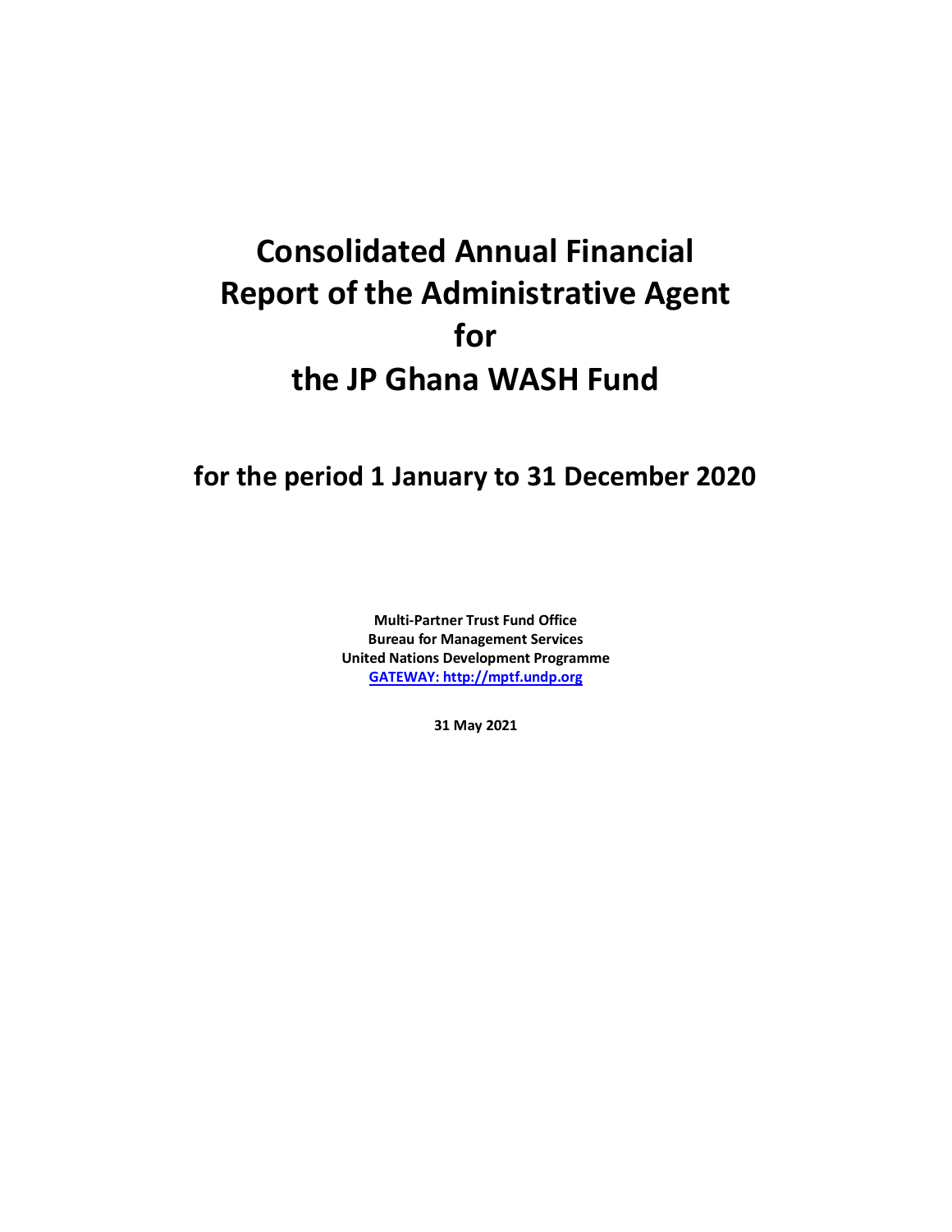# Consolidated Annual Financial Report of the Administrative Agent for the JP Ghana WASH Fund

## for the period 1 January to 31 December 2020

**Multi-Partner Trust Fund Office**
**Bureau for Management Services**
**United Nations Development Programme**
**[GATEWAY: http://mptf.undp.org](http://mptf.undp.org)**

**31 May 2021**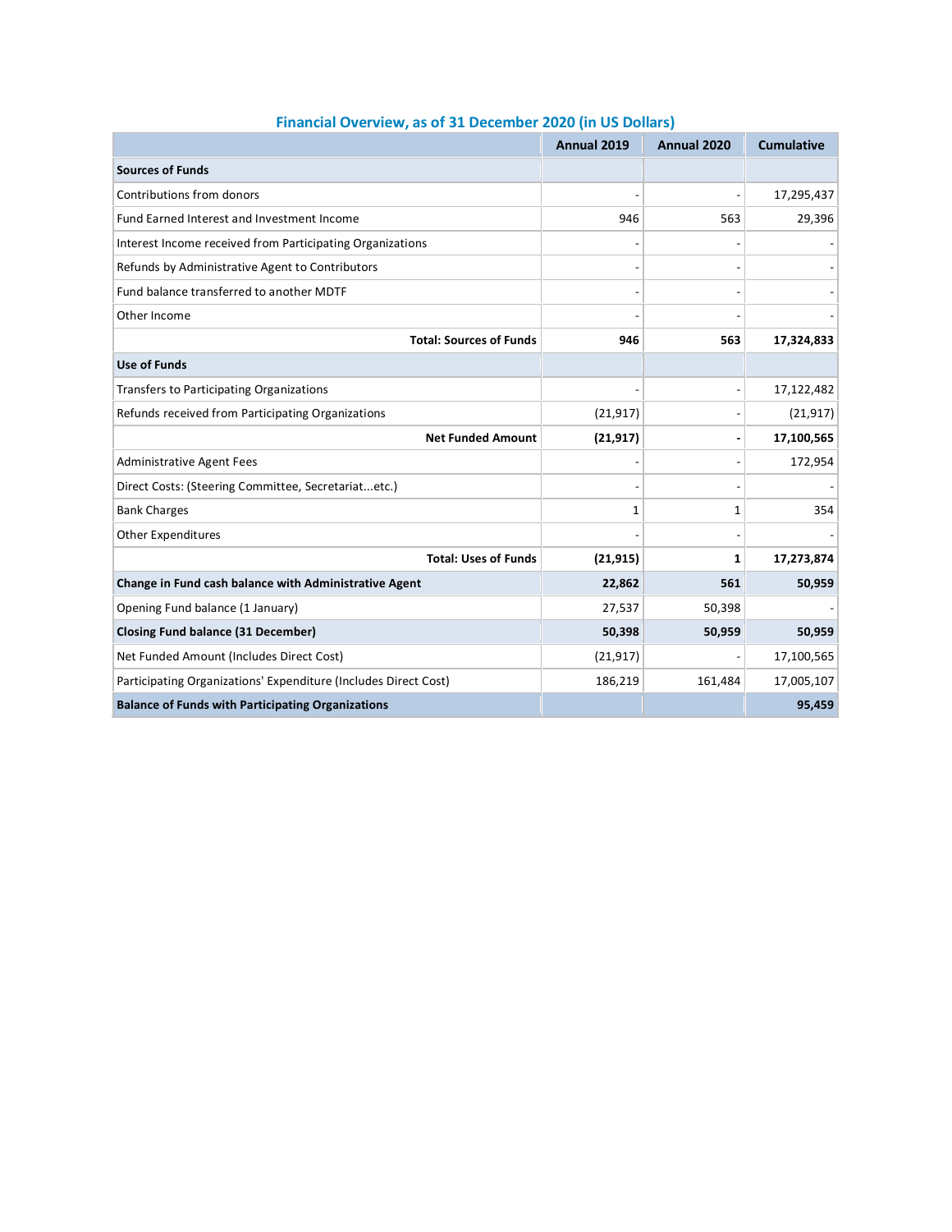## Financial Overview, as of 31 December 2020 (in US Dollars)

| | Annual 2019 | Annual 2020 | Cumulative |
|---|---|---|---|
| **Sources of Funds** | | | |
| Contributions from donors | - | - | 17,295,437 |
| Fund Earned Interest and Investment Income | 946 | 563 | 29,396 |
| Interest Income received from Participating Organizations | - | - | - |
| Refunds by Administrative Agent to Contributors | - | - | - |
| Fund balance transferred to another MDTF | - | - | - |
| Other Income | - | - | - |
| **Total: Sources of Funds** | **946** | **563** | **17,324,833** |
| **Use of Funds** | | | |
| Transfers to Participating Organizations | - | - | 17,122,482 |
| Refunds received from Participating Organizations | (21,917) | - | (21,917) |
| **Net Funded Amount** | **(21,917)** | **-** | **17,100,565** |
| Administrative Agent Fees | - | - | 172,954 |
| Direct Costs: (Steering Committee, Secretariat...etc.) | - | - | - |
| Bank Charges | 1 | 1 | 354 |
| Other Expenditures | - | - | - |
| **Total: Uses of Funds** | **(21,915)** | **1** | **17,273,874** |
| **Change in Fund cash balance with Administrative Agent** | **22,862** | **561** | **50,959** |
| Opening Fund balance (1 January) | 27,537 | 50,398 | - |
| **Closing Fund balance (31 December)** | **50,398** | **50,959** | **50,959** |
| Net Funded Amount (Includes Direct Cost) | (21,917) | - | 17,100,565 |
| Participating Organizations' Expenditure (Includes Direct Cost) | 186,219 | 161,484 | 17,005,107 |
| **Balance of Funds with Participating Organizations** | | | **95,459** |